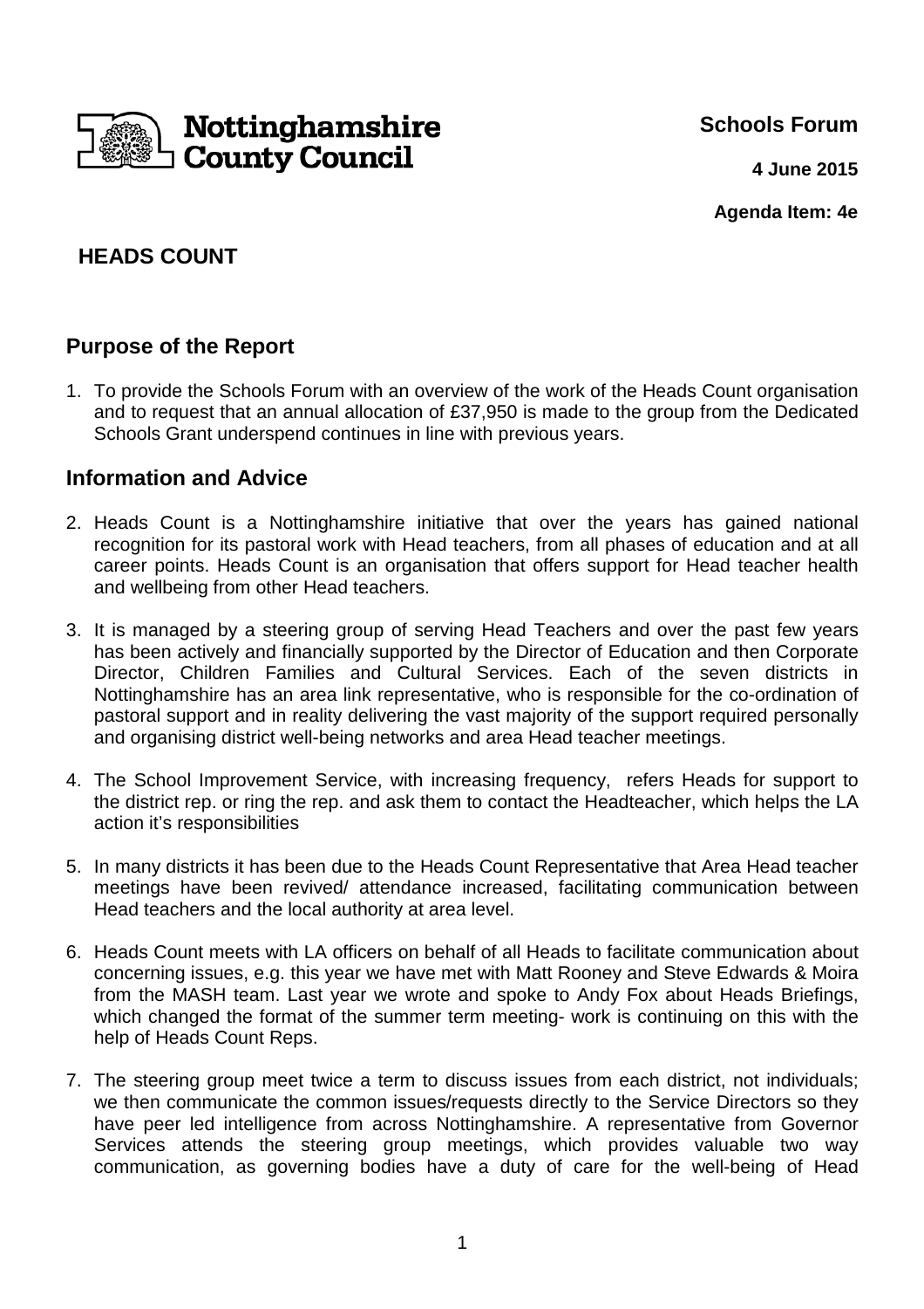Nottinghamshire County Council

**Schools Forum**

**4 June 2015**

**Agenda Item: 4e**

# HEADS COUNT

## Purpose of the Report

1. To provide the Schools Forum with an overview of the work of the Heads Count organisation and to request that an annual allocation of £37,950 is made to the group from the Dedicated Schools Grant underspend continues in line with previous years.

## Information and Advice

2. Heads Count is a Nottinghamshire initiative that over the years has gained national recognition for its pastoral work with Head teachers, from all phases of education and at all career points. Heads Count is an organisation that offers support for Head teacher health and wellbeing from other Head teachers.

3. It is managed by a steering group of serving Head Teachers and over the past few years has been actively and financially supported by the Director of Education and then Corporate Director, Children Families and Cultural Services. Each of the seven districts in Nottinghamshire has an area link representative, who is responsible for the co-ordination of pastoral support and in reality delivering the vast majority of the support required personally and organising district well-being networks and area Head teacher meetings.

4. The School Improvement Service, with increasing frequency, refers Heads for support to the district rep. or ring the rep. and ask them to contact the Headteacher, which helps the LA action it's responsibilities

5. In many districts it has been due to the Heads Count Representative that Area Head teacher meetings have been revived/ attendance increased, facilitating communication between Head teachers and the local authority at area level.

6. Heads Count meets with LA officers on behalf of all Heads to facilitate communication about concerning issues, e.g. this year we have met with Matt Rooney and Steve Edwards & Moira from the MASH team. Last year we wrote and spoke to Andy Fox about Heads Briefings, which changed the format of the summer term meeting- work is continuing on this with the help of Heads Count Reps.

7. The steering group meet twice a term to discuss issues from each district, not individuals; we then communicate the common issues/requests directly to the Service Directors so they have peer led intelligence from across Nottinghamshire. A representative from Governor Services attends the steering group meetings, which provides valuable two way communication, as governing bodies have a duty of care for the well-being of Head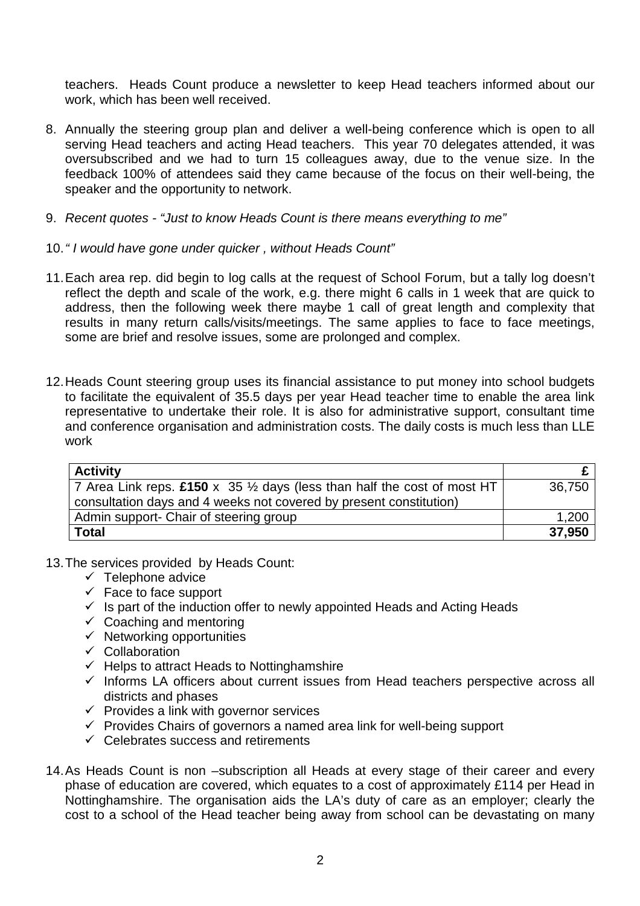teachers. Heads Count produce a newsletter to keep Head teachers informed about our work, which has been well received.

8. Annually the steering group plan and deliver a well-being conference which is open to all serving Head teachers and acting Head teachers. This year 70 delegates attended, it was oversubscribed and we had to turn 15 colleagues away, due to the venue size. In the feedback 100% of attendees said they came because of the focus on their well-being, the speaker and the opportunity to network.

9. *Recent quotes - "Just to know Heads Count is there means everything to me"*

10. *" I would have gone under quicker , without Heads Count"*

11. Each area rep. did begin to log calls at the request of School Forum, but a tally log doesn't reflect the depth and scale of the work, e.g. there might 6 calls in 1 week that are quick to address, then the following week there maybe 1 call of great length and complexity that results in many return calls/visits/meetings. The same applies to face to face meetings, some are brief and resolve issues, some are prolonged and complex.

12. Heads Count steering group uses its financial assistance to put money into school budgets to facilitate the equivalent of 35.5 days per year Head teacher time to enable the area link representative to undertake their role. It is also for administrative support, consultant time and conference organisation and administration costs. The daily costs is much less than LLE work

| **Activity** | **£** |
| --- | --- |
| 7 Area Link reps. **£150** x 35 ½ days (less than half the cost of most HT consultation days and 4 weeks not covered by present constitution) | 36,750 |
| Admin support- Chair of steering group | 1,200 |
| **Total** | **37,950** |

13. The services provided by Heads Count:
    - ✓ Telephone advice
    - ✓ Face to face support
    - ✓ Is part of the induction offer to newly appointed Heads and Acting Heads
    - ✓ Coaching and mentoring
    - ✓ Networking opportunities
    - ✓ Collaboration
    - ✓ Helps to attract Heads to Nottinghamshire
    - ✓ Informs LA officers about current issues from Head teachers perspective across all districts and phases
    - ✓ Provides a link with governor services
    - ✓ Provides Chairs of governors a named area link for well-being support
    - ✓ Celebrates success and retirements

14. As Heads Count is non –subscription all Heads at every stage of their career and every phase of education are covered, which equates to a cost of approximately £114 per Head in Nottinghamshire. The organisation aids the LA's duty of care as an employer; clearly the cost to a school of the Head teacher being away from school can be devastating on many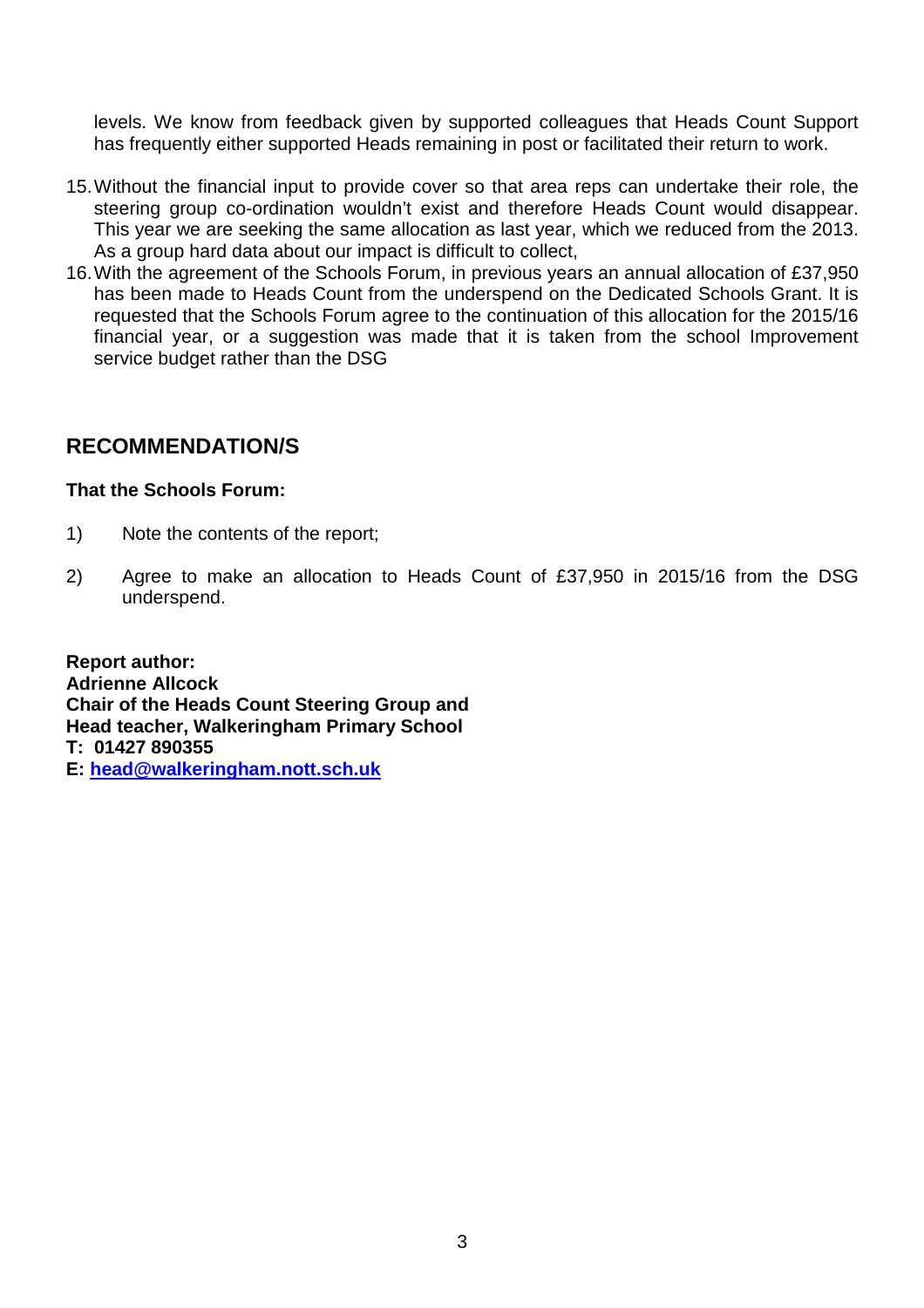levels. We know from feedback given by supported colleagues that Heads Count Support has frequently either supported Heads remaining in post or facilitated their return to work.

15. Without the financial input to provide cover so that area reps can undertake their role, the steering group co-ordination wouldn't exist and therefore Heads Count would disappear. This year we are seeking the same allocation as last year, which we reduced from the 2013. As a group hard data about our impact is difficult to collect,
16. With the agreement of the Schools Forum, in previous years an annual allocation of £37,950 has been made to Heads Count from the underspend on the Dedicated Schools Grant. It is requested that the Schools Forum agree to the continuation of this allocation for the 2015/16 financial year, or a suggestion was made that it is taken from the school Improvement service budget rather than the DSG

## RECOMMENDATION/S

**That the Schools Forum:**

1) Note the contents of the report;

2) Agree to make an allocation to Heads Count of £37,950 in 2015/16 from the DSG underspend.

**Report author:**
**Adrienne Allcock**
**Chair of the Heads Count Steering Group and**
**Head teacher, Walkeringham Primary School**
**T: 01427 890355**
**E: head@walkeringham.nott.sch.uk**